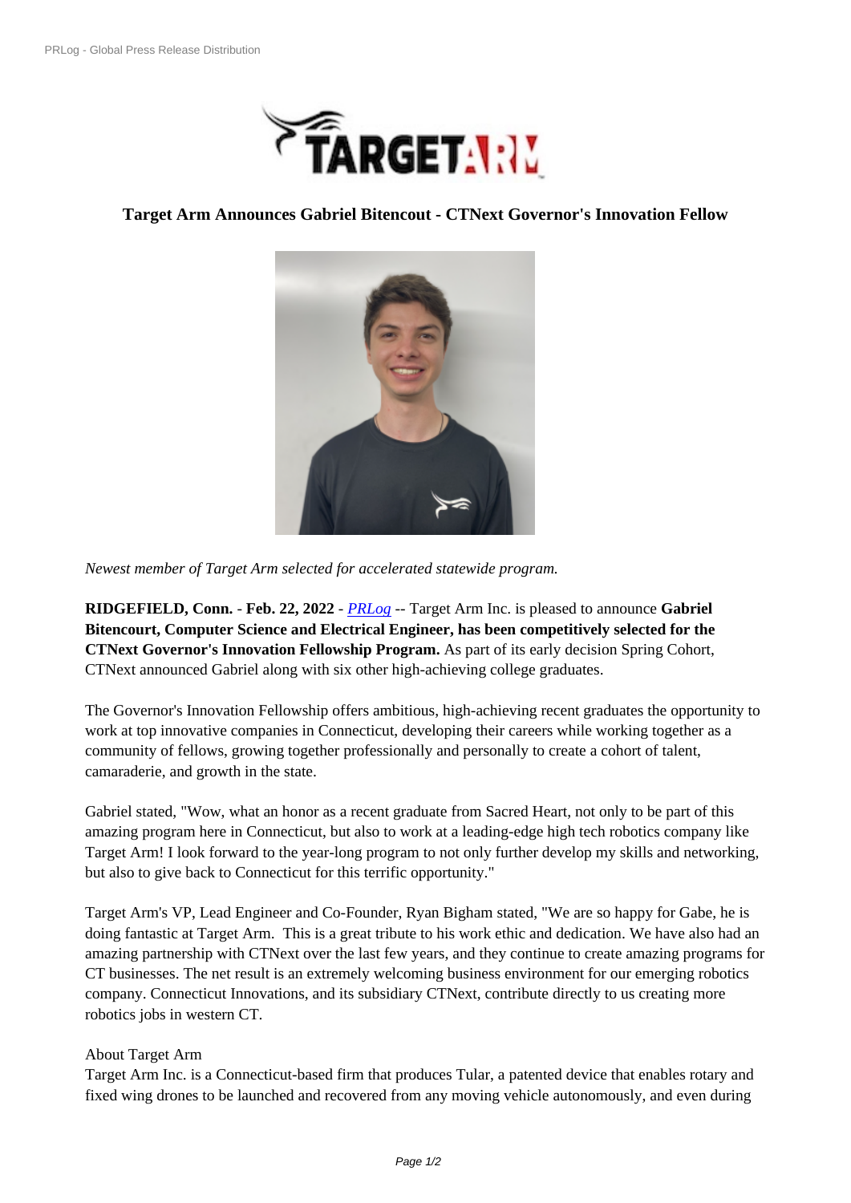## Target Arm Announces Gabriel Bitencout - CTNext Governor's Innovation Fellow

*Newest member of Target Arm selected for accelerated statewide program.*

**RIDGEFIELD, Conn.** - **Feb. 22, 2022** - *PRLog* -- Target Arm Inc. is pleased to announce **Gabriel Bitencourt, Computer Science and Electrical Engineer, has been competitively selected for the CTNext Governor's Innovation Fellowship Program.** As part of its early decision Spring Cohort, CTNext announced Gabriel along with six other high-achieving college graduates.

The Governor's Innovation Fellowship offers ambitious, high-achieving recent graduates the opportunity to work at top innovative companies in Connecticut, developing their careers while working together as a community of fellows, growing together professionally and personally to create a cohort of talent, camaraderie, and growth in the state.

Gabriel stated, "Wow, what an honor as a recent graduate from Sacred Heart, not only to be part of this amazing program here in Connecticut, but also to work at a leading-edge high tech robotics company like Target Arm! I look forward to the year-long program to not only further develop my skills and networking, but also to give back to Connecticut for this terrific opportunity."

Target Arm's VP, Lead Engineer and Co-Founder, Ryan Bigham stated, "We are so happy for Gabe, he is doing fantastic at Target Arm. This is a great tribute to his work ethic and dedication. We have also had an amazing partnership with CTNext over the last few years, and they continue to create amazing programs for CT businesses. The net result is an extremely welcoming business environment for our emerging robotics company. Connecticut Innovations, and its subsidiary CTNext, contribute directly to us creating more robotics jobs in western CT.

About Target Arm

Target Arm Inc. is a Connecticut-based firm that produces Tular, a patented device that enables rotary and fixed wing drones to be launched and recovered from any moving vehicle autonomously, and even during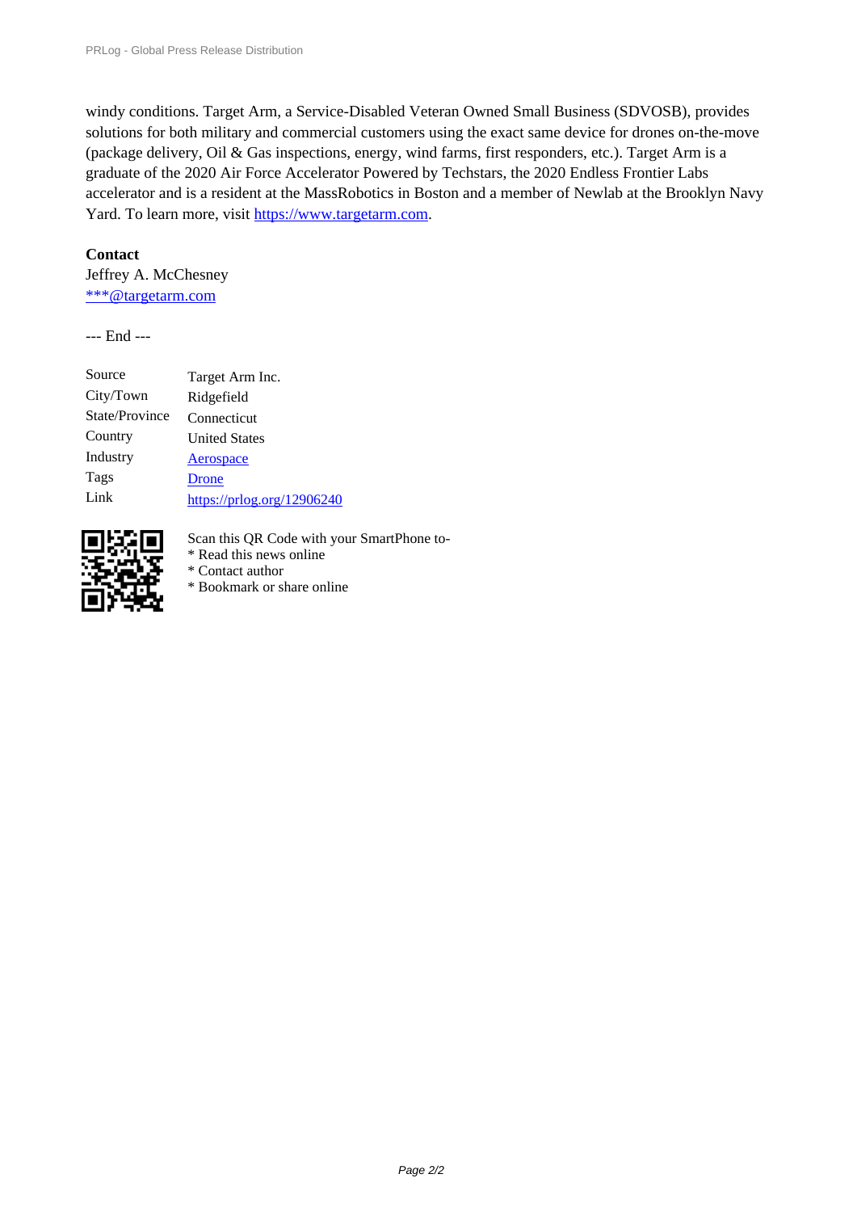windy conditions. Target Arm, a Service-Disabled Veteran Owned Small Business (SDVOSB), provides solutions for both military and commercial customers using the exact same device for drones on-the-move (package delivery, Oil & Gas inspections, energy, wind farms, first responders, etc.). Target Arm is a graduate of the 2020 Air Force Accelerator Powered by Techstars, the 2020 Endless Frontier Labs accelerator and is a resident at the MassRobotics in Boston and a member of Newlab at the Brooklyn Navy Yard. To learn more, visit https://www.targetarm.com.

**Contact**
Jeffrey A. McChesney
***@targetarm.com

--- End ---

| | |
|---|---|
| Source | Target Arm Inc. |
| City/Town | Ridgefield |
| State/Province | Connecticut |
| Country | United States |
| Industry | Aerospace |
| Tags | Drone |
| Link | https://prlog.org/12906240 |

Scan this QR Code with your SmartPhone to-
* Read this news online
* Contact author
* Bookmark or share online